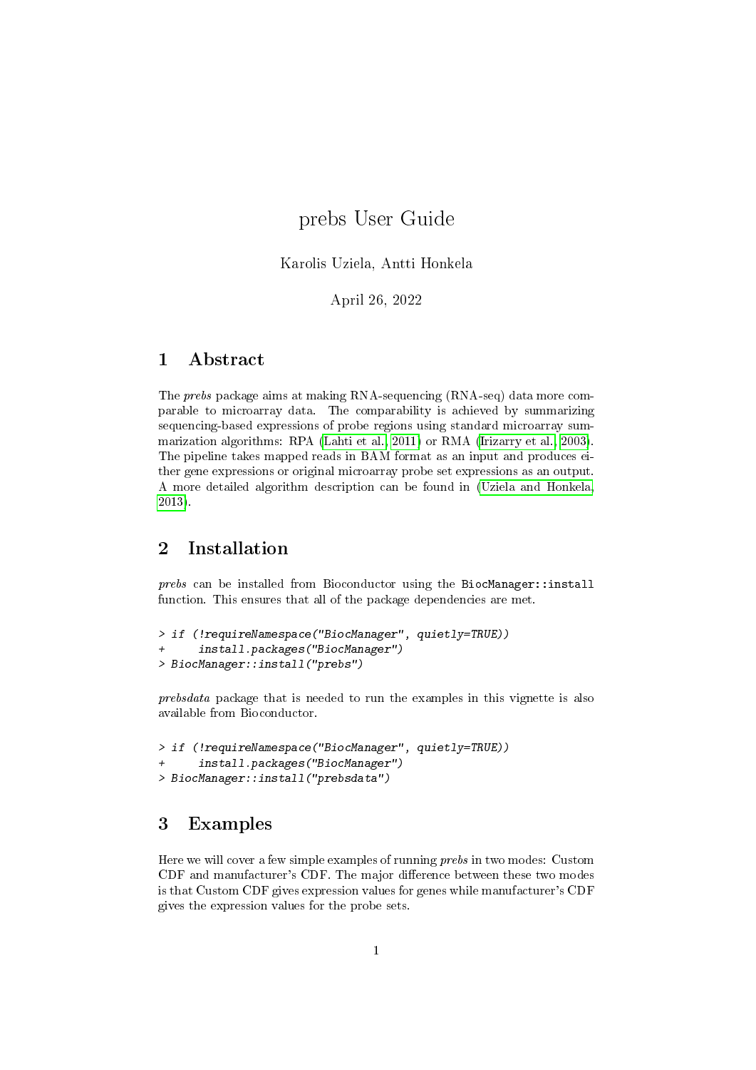# prebs User Guide

Karolis Uziela, Antti Honkela

April 26, 2022

## 1 Abstract

The *prebs* package aims at making RNA-sequencing (RNA-seq) data more comparable to microarray data. The comparability is achieved by summarizing sequencing-based expressions of probe regions using standard microarray summarization algorithms: RPA (Lahti et al., 2011) or RMA (Irizarry et al., 2003). The pipeline takes mapped reads in BAM format as an input and produces either gene expressions or original microarray probe set expressions as an output. A more detailed algorithm description can be found in (Uziela and Honkela, 2013).

## 2 Installation

*prebs* can be installed from Bioconductor using the `BiocManager::install` function. This ensures that all of the package dependencies are met.

```
> if (!requireNamespace("BiocManager", quietly=TRUE))
+     install.packages("BiocManager")
> BiocManager::install("prebs")
```

*prebsdata* package that is needed to run the examples in this vignette is also available from Bioconductor.

```
> if (!requireNamespace("BiocManager", quietly=TRUE))
+     install.packages("BiocManager")
> BiocManager::install("prebsdata")
```

## 3 Examples

Here we will cover a few simple examples of running *prebs* in two modes: Custom CDF and manufacturer's CDF. The major difference between these two modes is that Custom CDF gives expression values for genes while manufacturer's CDF gives the expression values for the probe sets.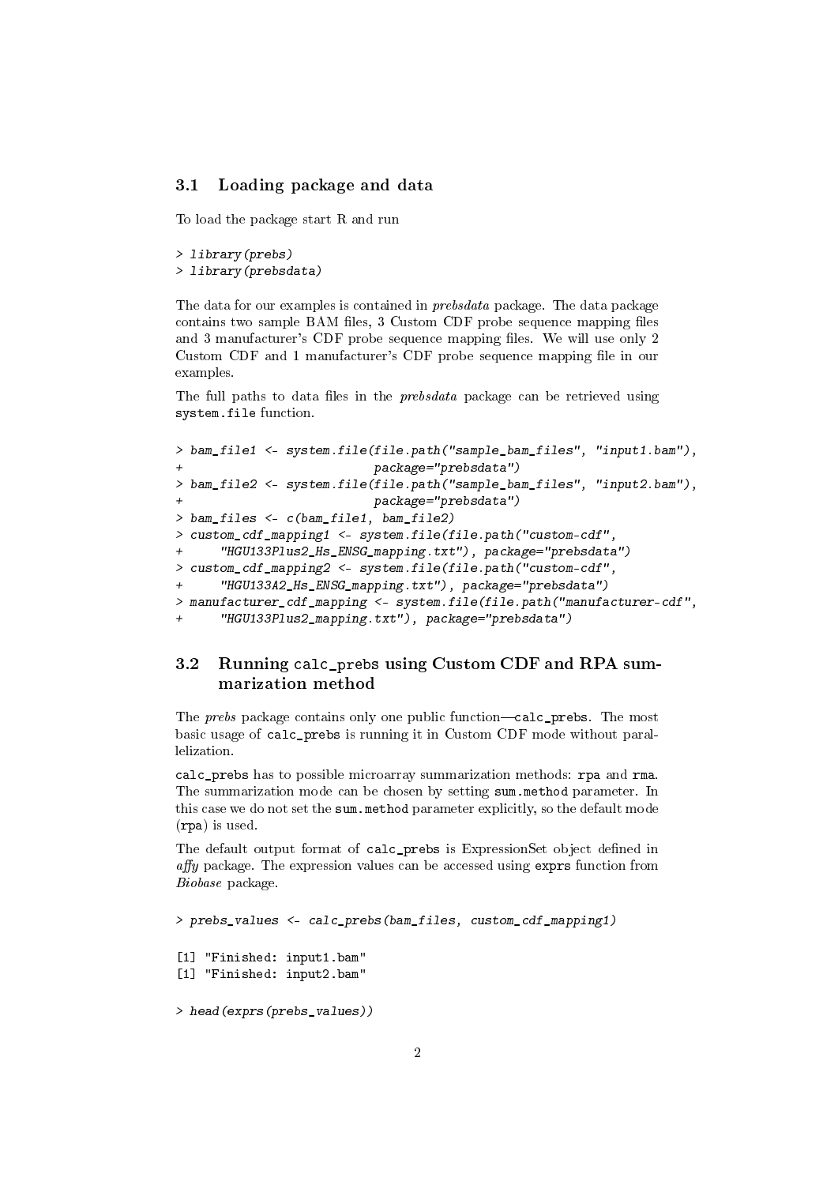## 3.1 Loading package and data

To load the package start R and run

```
> library(prebs)
> library(prebsdata)
```

The data for our examples is contained in *prebsdata* package. The data package contains two sample BAM files, 3 Custom CDF probe sequence mapping files and 3 manufacturer's CDF probe sequence mapping files. We will use only 2 Custom CDF and 1 manufacturer's CDF probe sequence mapping file in our examples.

The full paths to data files in the *prebsdata* package can be retrieved using `system.file` function.

```
> bam_file1 <- system.file(file.path("sample_bam_files", "input1.bam"),
+                          package="prebsdata")
> bam_file2 <- system.file(file.path("sample_bam_files", "input2.bam"),
+                          package="prebsdata")
> bam_files <- c(bam_file1, bam_file2)
> custom_cdf_mapping1 <- system.file(file.path("custom-cdf",
+     "HGU133Plus2_Hs_ENSG_mapping.txt"), package="prebsdata")
> custom_cdf_mapping2 <- system.file(file.path("custom-cdf",
+     "HGU133A2_Hs_ENSG_mapping.txt"), package="prebsdata")
> manufacturer_cdf_mapping <- system.file(file.path("manufacturer-cdf",
+     "HGU133Plus2_mapping.txt"), package="prebsdata")
```

## 3.2 Running `calc_prebs` using Custom CDF and RPA summarization method

The *prebs* package contains only one public function—`calc_prebs`. The most basic usage of `calc_prebs` is running it in Custom CDF mode without parallelization.

`calc_prebs` has to possible microarray summarization methods: `rpa` and `rma`. The summarization mode can be chosen by setting `sum.method` parameter. In this case we do not set the `sum.method` parameter explicitly, so the default mode (`rpa`) is used.

The default output format of `calc_prebs` is ExpressionSet object defined in *affy* package. The expression values can be accessed using `exprs` function from *Biobase* package.

```
> prebs_values <- calc_prebs(bam_files, custom_cdf_mapping1)

[1] "Finished: input1.bam"
[1] "Finished: input2.bam"

> head(exprs(prebs_values))
```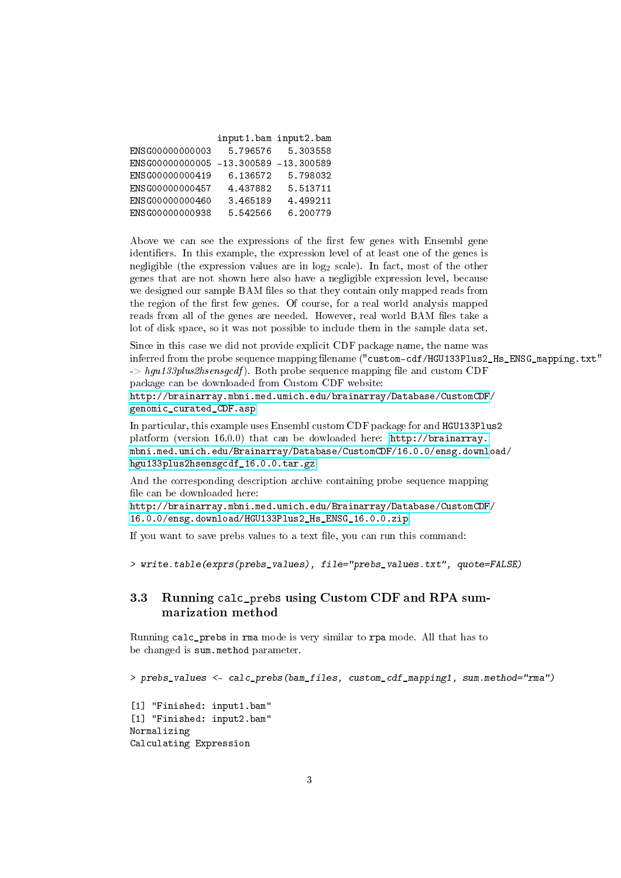```
                 input1.bam input2.bam
ENSG00000000003   5.796576   5.303558
ENSG00000000005 -13.300589 -13.300589
ENSG00000000419   6.136572   5.798032
ENSG00000000457   4.437882   5.513711
ENSG00000000460   3.465189   4.499211
ENSG00000000938   5.542566   6.200779
```

Above we can see the expressions of the first few genes with Ensembl gene identifiers. In this example, the expression level of at least one of the genes is negligible (the expression values are in $\log_2$ scale). In fact, most of the other genes that are not shown here also have a negligible expression level, because we designed our sample BAM files so that they contain only mapped reads from the region of the first few genes. Of course, for a real world analysis mapped reads from all of the genes are needed. However, real world BAM files take a lot of disk space, so it was not possible to include them in the sample data set.

Since in this case we did not provide explicit CDF package name, the name was inferred from the probe sequence mapping filename ("custom-cdf/HGU133Plus2_Hs_ENSG_mapping.txt" -> *hgu133plus2hsensgcdf*). Both probe sequence mapping file and custom CDF package can be downloaded from Custom CDF website:
http://brainarray.mbni.med.umich.edu/brainarray/Database/CustomCDF/genomic_curated_CDF.asp

In particular, this example uses Ensembl custom CDF package for and HGU133Plus2 platform (version 16.0.0) that can be dowloaded here: http://brainarray.mbni.med.umich.edu/Brainarray/Database/CustomCDF/16.0.0/ensg.download/hgu133plus2hsensgcdf_16.0.0.tar.gz

And the corresponding description archive containing probe sequence mapping file can be downloaded here:
http://brainarray.mbni.med.umich.edu/Brainarray/Database/CustomCDF/16.0.0/ensg.download/HGU133Plus2_Hs_ENSG_16.0.0.zip

If you want to save prebs values to a text file, you can run this command:

```
> write.table(exprs(prebs_values), file="prebs_values.txt", quote=FALSE)
```

### 3.3 Running calc_prebs using Custom CDF and RPA summarization method

Running calc_prebs in rma mode is very similar to rpa mode. All that has to be changed is sum.method parameter.

```
> prebs_values <- calc_prebs(bam_files, custom_cdf_mapping1, sum.method="rma")

[1] "Finished: input1.bam"
[1] "Finished: input2.bam"
Normalizing
Calculating Expression
```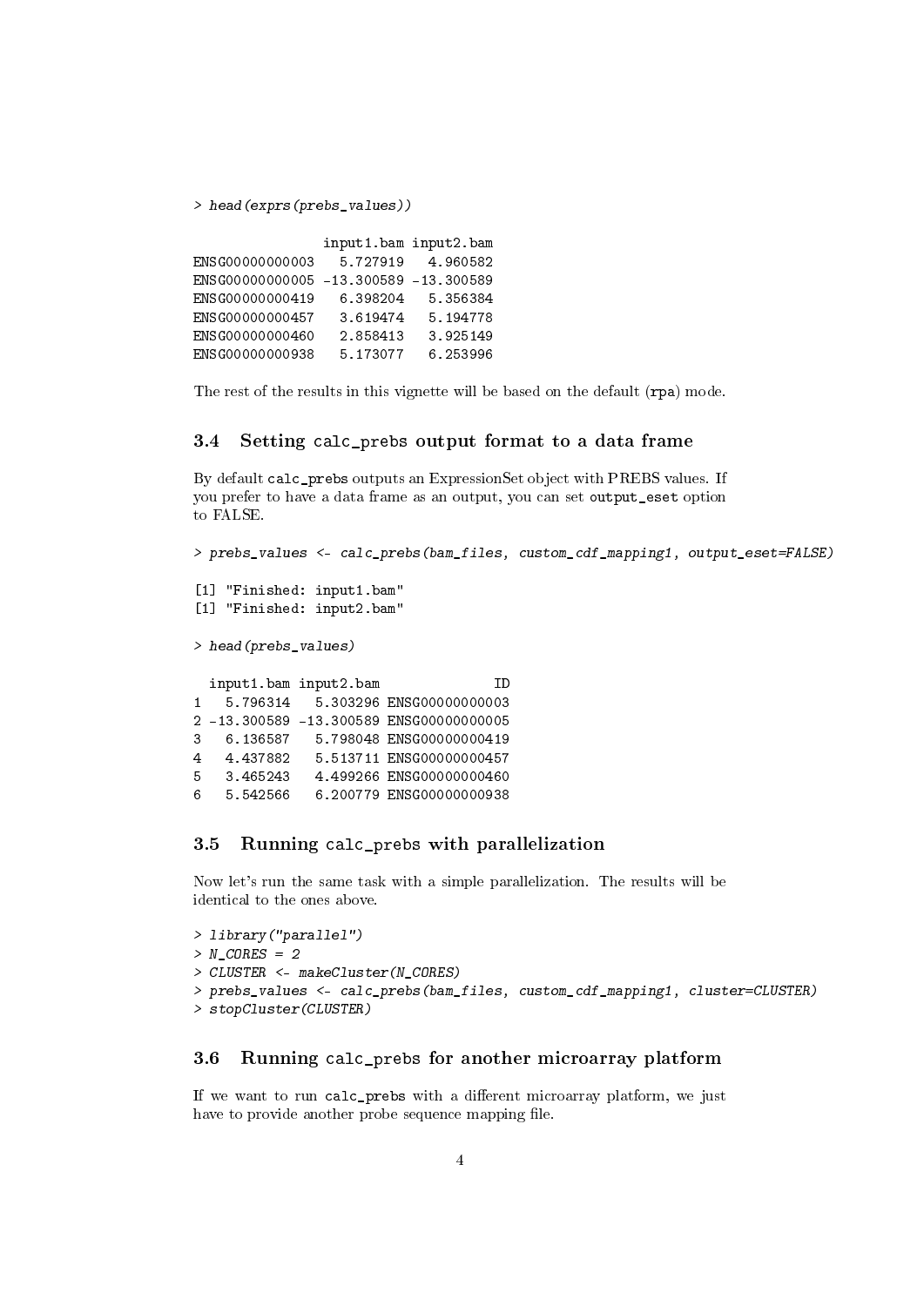```
> head(exprs(prebs_values))

                input1.bam input2.bam
ENSG00000000003   5.727919   4.960582
ENSG00000000005 -13.300589 -13.300589
ENSG00000000419   6.398204   5.356384
ENSG00000000457   3.619474   5.194778
ENSG00000000460   2.858413   3.925149
ENSG00000000938   5.173077   6.253996
```

The rest of the results in this vignette will be based on the default (rpa) mode.

## 3.4 Setting calc_prebs output format to a data frame

By default calc_prebs outputs an ExpressionSet object with PREBS values. If you prefer to have a data frame as an output, you can set output_eset option to FALSE.

```
> prebs_values <- calc_prebs(bam_files, custom_cdf_mapping1, output_eset=FALSE)

[1] "Finished: input1.bam"
[1] "Finished: input2.bam"

> head(prebs_values)

  input1.bam input2.bam              ID
1   5.796314   5.303296 ENSG00000000003
2 -13.300589 -13.300589 ENSG00000000005
3   6.136587   5.798048 ENSG00000000419
4   4.437882   5.513711 ENSG00000000457
5   3.465243   4.499266 ENSG00000000460
6   5.542566   6.200779 ENSG00000000938
```

## 3.5 Running calc_prebs with parallelization

Now let's run the same task with a simple parallelization. The results will be identical to the ones above.

```
> library("parallel")
> N_CORES = 2
> CLUSTER <- makeCluster(N_CORES)
> prebs_values <- calc_prebs(bam_files, custom_cdf_mapping1, cluster=CLUSTER)
> stopCluster(CLUSTER)
```

## 3.6 Running calc_prebs for another microarray platform

If we want to run calc_prebs with a different microarray platform, we just have to provide another probe sequence mapping file.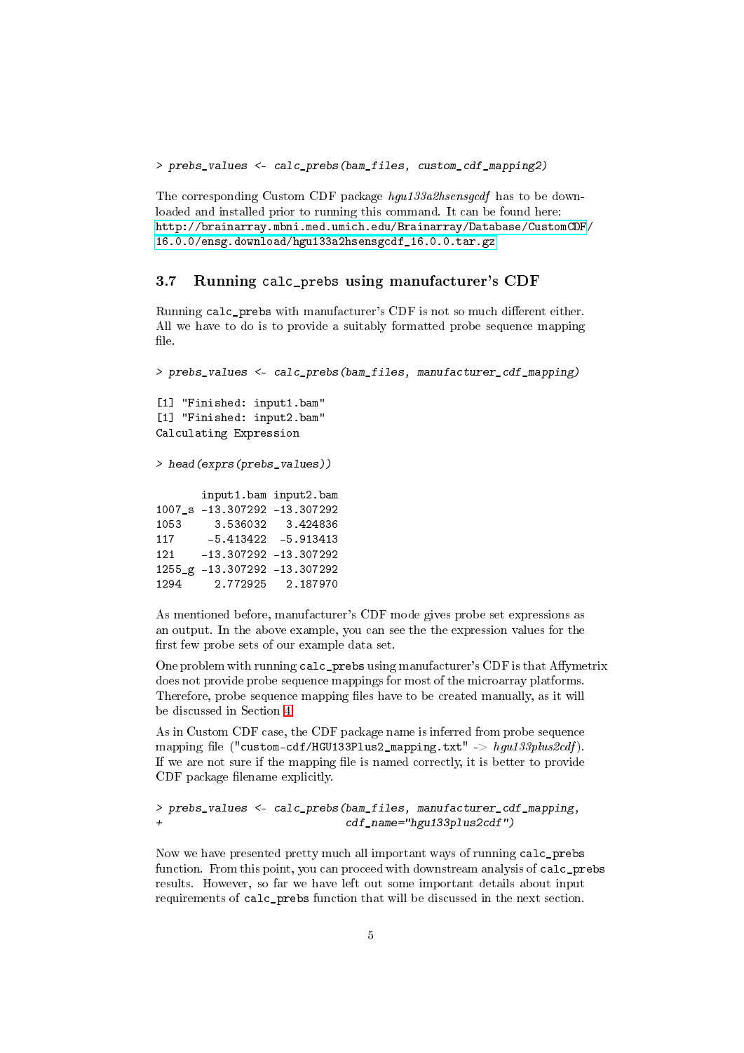```
> prebs_values <- calc_prebs(bam_files, custom_cdf_mapping2)
```

The corresponding Custom CDF package *hgu133a2hsensgcdf* has to be downloaded and installed prior to running this command. It can be found here: http://brainarray.mbni.med.umich.edu/Brainarray/Database/CustomCDF/16.0.0/ensg.download/hgu133a2hsensgcdf_16.0.0.tar.gz

### 3.7 Running calc_prebs using manufacturer's CDF

Running calc_prebs with manufacturer's CDF is not so much different either. All we have to do is to provide a suitably formatted probe sequence mapping file.

```
> prebs_values <- calc_prebs(bam_files, manufacturer_cdf_mapping)

[1] "Finished: input1.bam"
[1] "Finished: input2.bam"
Calculating Expression

> head(exprs(prebs_values))

       input1.bam input2.bam
1007_s -13.307292 -13.307292
1053     3.536032   3.424836
117     -5.413422  -5.913413
121    -13.307292 -13.307292
1255_g -13.307292 -13.307292
1294     2.772925   2.187970
```

As mentioned before, manufacturer's CDF mode gives probe set expressions as an output. In the above example, you can see the the expression values for the first few probe sets of our example data set.

One problem with running calc_prebs using manufacturer's CDF is that Affymetrix does not provide probe sequence mappings for most of the microarray platforms. Therefore, probe sequence mapping files have to be created manually, as it will be discussed in Section 4.

As in Custom CDF case, the CDF package name is inferred from probe sequence mapping file ("custom-cdf/HGU133Plus2_mapping.txt" -> *hgu133plus2cdf*). If we are not sure if the mapping file is named correctly, it is better to provide CDF package filename explicitly.

```
> prebs_values <- calc_prebs(bam_files, manufacturer_cdf_mapping,
+                            cdf_name="hgu133plus2cdf")
```

Now we have presented pretty much all important ways of running calc_prebs function. From this point, you can proceed with downstream analysis of calc_prebs results. However, so far we have left out some important details about input requirements of calc_prebs function that will be discussed in the next section.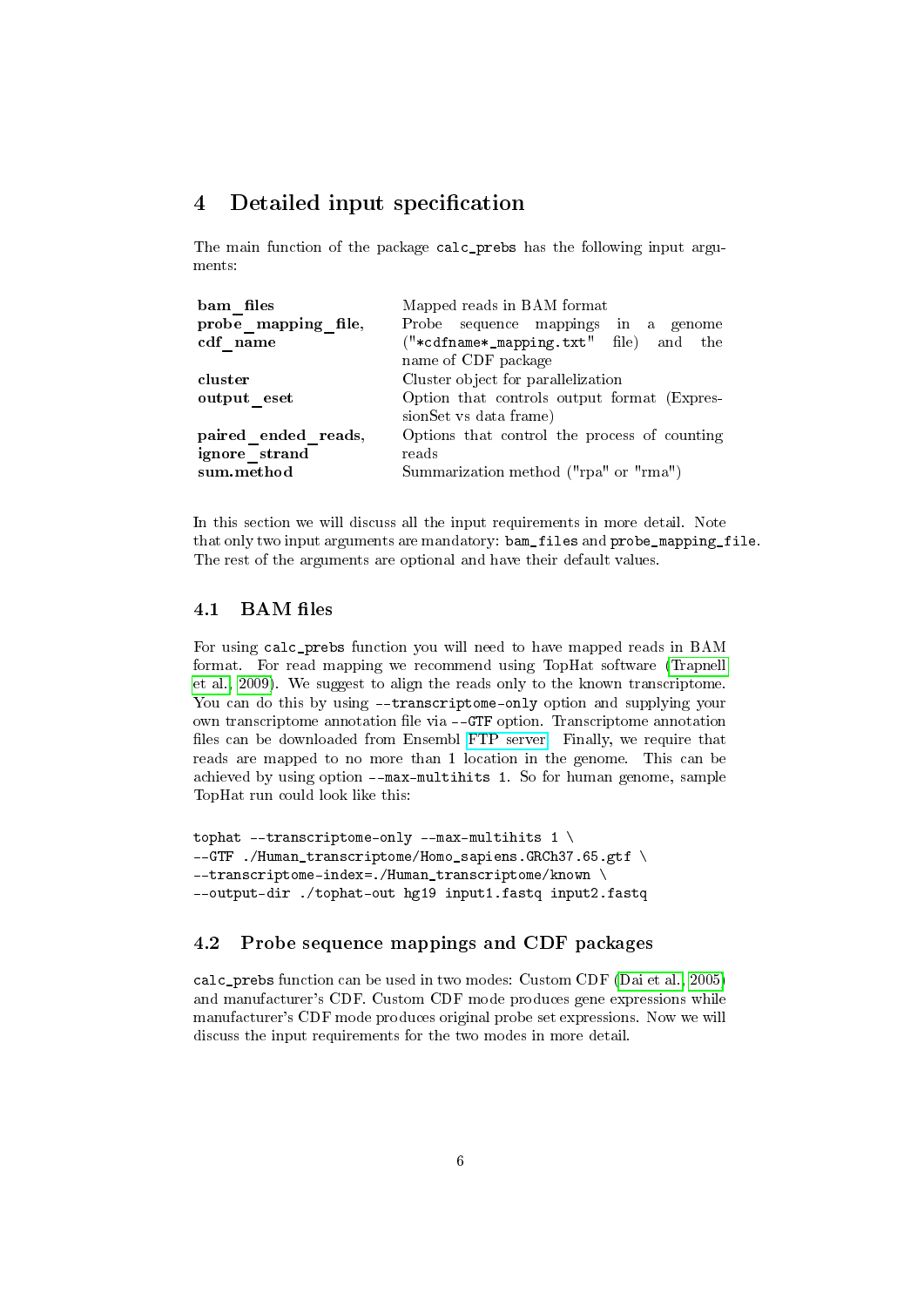# 4 Detailed input specification

The main function of the package `calc_prebs` has the following input arguments:

| | |
|---|---|
| **bam_files** | Mapped reads in BAM format |
| **probe_mapping_file, cdf_name** | Probe sequence mappings in a genome ("`*cdfname*_mapping.txt`" file) and the name of CDF package |
| **cluster** | Cluster object for parallelization |
| **output_eset** | Option that controls output format (ExpressionSet vs data frame) |
| **paired_ended_reads, ignore_strand** | Options that control the process of counting reads |
| **sum.method** | Summarization method ("rpa" or "rma") |

In this section we will discuss all the input requirements in more detail. Note that only two input arguments are mandatory: `bam_files` and `probe_mapping_file`. The rest of the arguments are optional and have their default values.

## 4.1 BAM files

For using `calc_prebs` function you will need to have mapped reads in BAM format. For read mapping we recommend using TopHat software (Trapnell et al., 2009). We suggest to align the reads only to the known transcriptome. You can do this by using `--transcriptome-only` option and supplying your own transcriptome annotation file via `--GTF` option. Transcriptome annotation files can be downloaded from Ensembl FTP server. Finally, we require that reads are mapped to no more than 1 location in the genome. This can be achieved by using option `--max-multihits 1`. So for human genome, sample TopHat run could look like this:

```
tophat --transcriptome-only --max-multihits 1 \
--GTF ./Human_transcriptome/Homo_sapiens.GRCh37.65.gtf \
--transcriptome-index=./Human_transcriptome/known \
--output-dir ./tophat-out hg19 input1.fastq input2.fastq
```

## 4.2 Probe sequence mappings and CDF packages

`calc_prebs` function can be used in two modes: Custom CDF (Dai et al., 2005) and manufacturer's CDF. Custom CDF mode produces gene expressions while manufacturer's CDF mode produces original probe set expressions. Now we will discuss the input requirements for the two modes in more detail.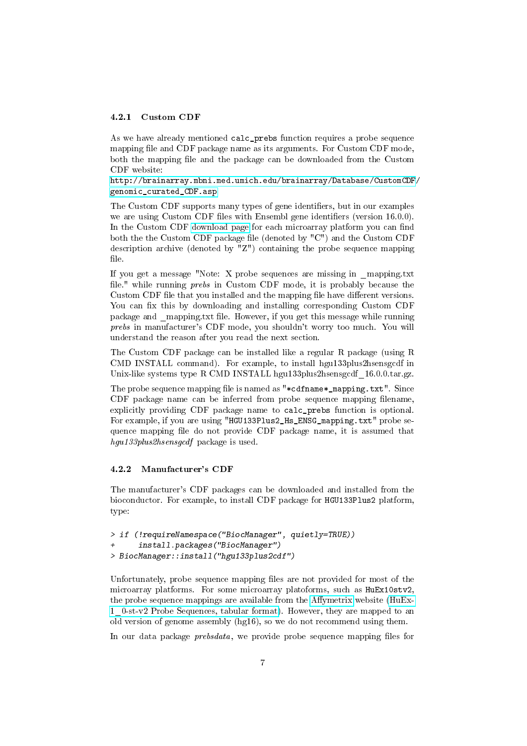### 4.2.1 Custom CDF

As we have already mentioned `calc_prebs` function requires a probe sequence mapping file and CDF package name as its arguments. For Custom CDF mode, both the mapping file and the package can be downloaded from the Custom CDF website:
http://brainarray.mbni.med.umich.edu/brainarray/Database/CustomCDF/genomic_curated_CDF.asp

The Custom CDF supports many types of gene identifiers, but in our examples we are using Custom CDF files with Ensembl gene identifiers (version 16.0.0). In the Custom CDF download page for each microarray platform you can find both the the Custom CDF package file (denoted by "C") and the Custom CDF description archive (denoted by "Z") containing the probe sequence mapping file.

If you get a message "Note: X probe sequences are missing in _mapping.txt file." while running *prebs* in Custom CDF mode, it is probably because the Custom CDF file that you installed and the mapping file have different versions. You can fix this by downloading and installing corresponding Custom CDF package and _mapping.txt file. However, if you get this message while running *prebs* in manufacturer's CDF mode, you shouldn't worry too much. You will understand the reason after you read the next section.

The Custom CDF package can be installed like a regular R package (using R CMD INSTALL command). For example, to install hgu133plus2hsensgcdf in Unix-like systems type R CMD INSTALL hgu133plus2hsensgcdf_16.0.0.tar.gz.

The probe sequence mapping file is named as "`*cdfname*_mapping.txt`". Since CDF package name can be inferred from probe sequence mapping filename, explicitly providing CDF package name to `calc_prebs` function is optional. For example, if you are using "`HGU133Plus2_Hs_ENSG_mapping.txt`" probe sequence mapping file do not provide CDF package name, it is assumed that *hgu133plus2hsensgcdf* package is used.

### 4.2.2 Manufacturer's CDF

The manufacturer's CDF packages can be downloaded and installed from the bioconductor. For example, to install CDF package for `HGU133Plus2` platform, type:

```
> if (!requireNamespace("BiocManager", quietly=TRUE))
+     install.packages("BiocManager")
> BiocManager::install("hgu133plus2cdf")
```

Unfortunately, probe sequence mapping files are not provided for most of the microarray platforms. For some microarray platoforms, such as `HuEx10stv2`, the probe sequence mappings are available from the Affymetrix website (HuEx-1_0-st-v2 Probe Sequences, tabular format). However, they are mapped to an old version of genome assembly (hg16), so we do not recommend using them.

In our data package *prebsdata*, we provide probe sequence mapping files for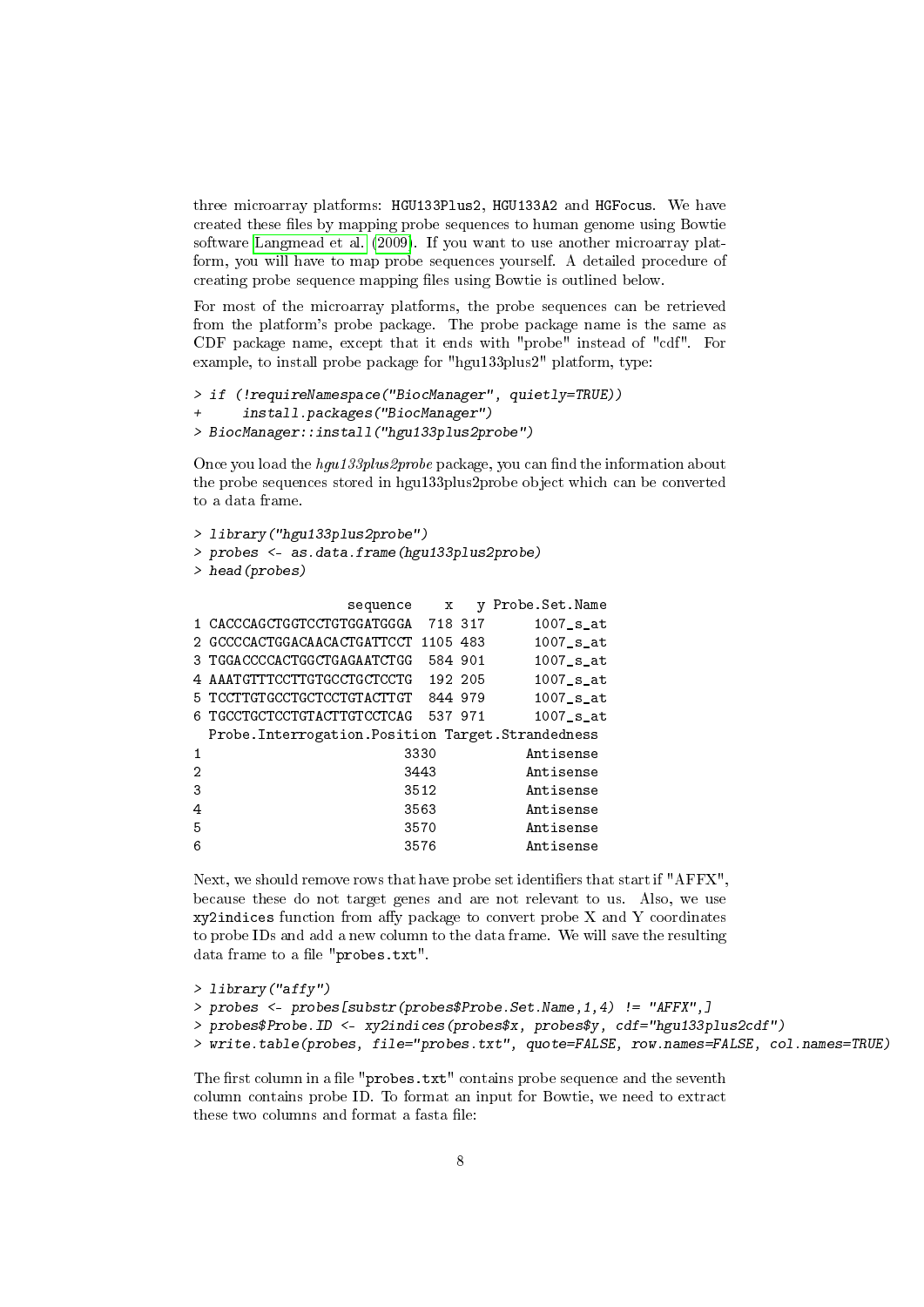three microarray platforms: HGU133Plus2, HGU133A2 and HGFocus. We have created these files by mapping probe sequences to human genome using Bowtie software Langmead et al. (2009). If you want to use another microarray platform, you will have to map probe sequences yourself. A detailed procedure of creating probe sequence mapping files using Bowtie is outlined below.

For most of the microarray platforms, the probe sequences can be retrieved from the platform's probe package. The probe package name is the same as CDF package name, except that it ends with "probe" instead of "cdf". For example, to install probe package for "hgu133plus2" platform, type:

```
> if (!requireNamespace("BiocManager", quietly=TRUE))
+     install.packages("BiocManager")
> BiocManager::install("hgu133plus2probe")
```

Once you load the *hgu133plus2probe* package, you can find the information about the probe sequences stored in hgu133plus2probe object which can be converted to a data frame.

```
> library("hgu133plus2probe")
> probes <- as.data.frame(hgu133plus2probe)
> head(probes)

                   sequence    x   y Probe.Set.Name
1 CACCCAGCTGGTCCTGTGGATGGGA  718 317      1007_s_at
2 GCCCCACTGGACAACACTGATTCCT 1105 483      1007_s_at
3 TGGACCCCACTGGCTGAGAATCTGG  584 901      1007_s_at
4 AAATGTTTCCTTGTGCCTGCTCCTG  192 205      1007_s_at
5 TCCTTGTGCCTGCTCCTGTACTTGT  844 979      1007_s_at
6 TGCCTGCTCCTGTACTTGTCCTCAG  537 971      1007_s_at
  Probe.Interrogation.Position Target.Strandedness
1                         3330           Antisense
2                         3443           Antisense
3                         3512           Antisense
4                         3563           Antisense
5                         3570           Antisense
6                         3576           Antisense
```

Next, we should remove rows that have probe set identifiers that start if "AFFX", because these do not target genes and are not relevant to us. Also, we use xy2indices function from affy package to convert probe X and Y coordinates to probe IDs and add a new column to the data frame. We will save the resulting data frame to a file "probes.txt".

```
> library("affy")
> probes <- probes[substr(probes$Probe.Set.Name,1,4) != "AFFX",]
> probes$Probe.ID <- xy2indices(probes$x, probes$y, cdf="hgu133plus2cdf")
> write.table(probes, file="probes.txt", quote=FALSE, row.names=FALSE, col.names=TRUE)
```

The first column in a file "probes.txt" contains probe sequence and the seventh column contains probe ID. To format an input for Bowtie, we need to extract these two columns and format a fasta file: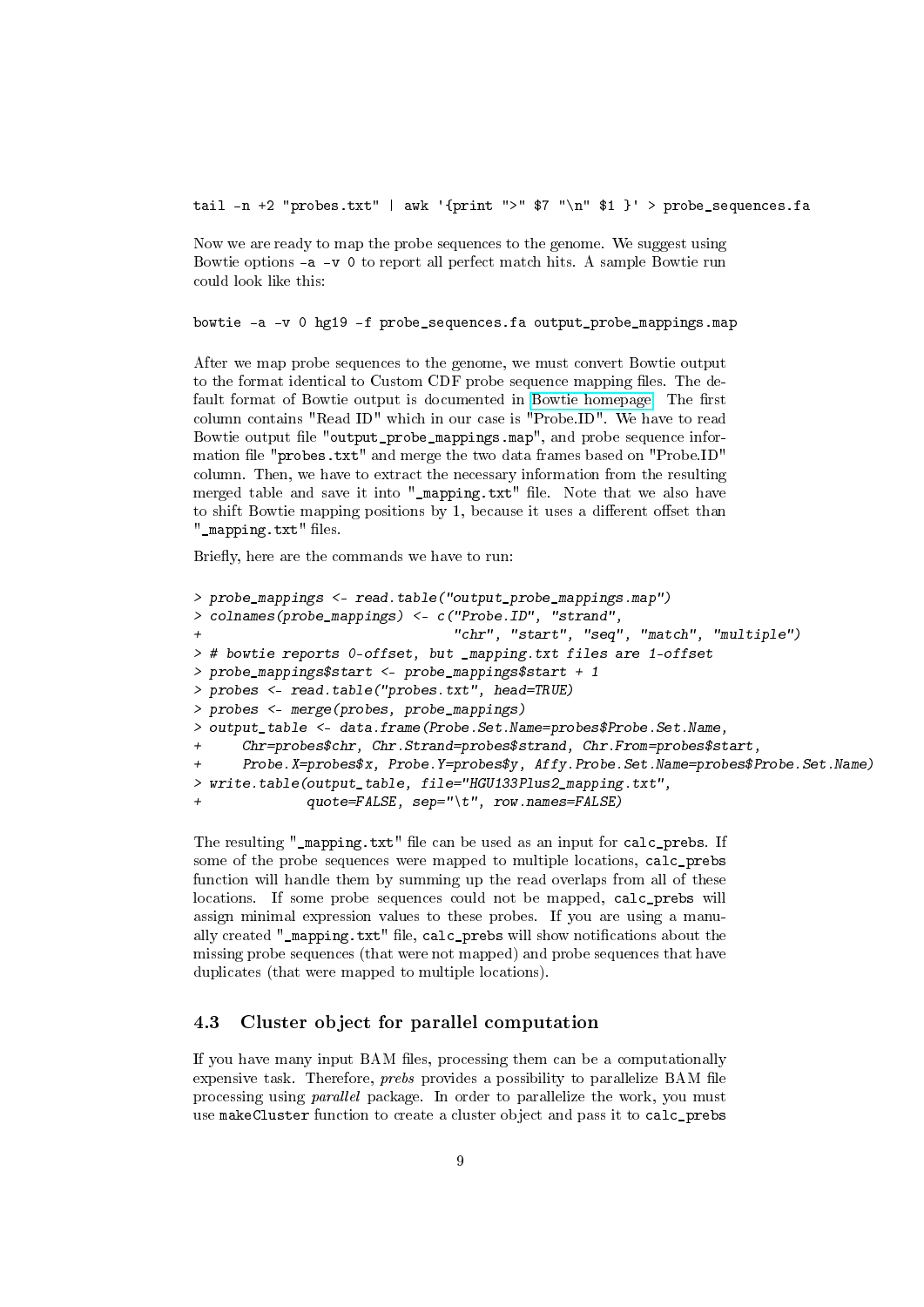```
tail -n +2 "probes.txt" | awk '{print ">" $7 "\n" $1 }' > probe_sequences.fa
```

Now we are ready to map the probe sequences to the genome. We suggest using Bowtie options `-a -v 0` to report all perfect match hits. A sample Bowtie run could look like this:

```
bowtie -a -v 0 hg19 -f probe_sequences.fa output_probe_mappings.map
```

After we map probe sequences to the genome, we must convert Bowtie output to the format identical to Custom CDF probe sequence mapping files. The default format of Bowtie output is documented in Bowtie homepage. The first column contains "Read ID" which in our case is "Probe.ID". We have to read Bowtie output file "`output_probe_mappings.map`", and probe sequence information file "`probes.txt`" and merge the two data frames based on "Probe.ID" column. Then, we have to extract the necessary information from the resulting merged table and save it into "`_mapping.txt`" file. Note that we also have to shift Bowtie mapping positions by 1, because it uses a different offset than "`_mapping.txt`" files.

Briefly, here are the commands we have to run:

```
> probe_mappings <- read.table("output_probe_mappings.map")
> colnames(probe_mappings) <- c("Probe.ID", "strand",
+                              "chr", "start", "seq", "match", "multiple")
> # bowtie reports 0-offset, but _mapping.txt files are 1-offset
> probe_mappings$start <- probe_mappings$start + 1
> probes <- read.table("probes.txt", head=TRUE)
> probes <- merge(probes, probe_mappings)
> output_table <- data.frame(Probe.Set.Name=probes$Probe.Set.Name,
+     Chr=probes$chr, Chr.Strand=probes$strand, Chr.From=probes$start,
+     Probe.X=probes$x, Probe.Y=probes$y, Affy.Probe.Set.Name=probes$Probe.Set.Name)
> write.table(output_table, file="HGU133Plus2_mapping.txt",
+             quote=FALSE, sep="\t", row.names=FALSE)
```

The resulting "`_mapping.txt`" file can be used as an input for `calc_prebs`. If some of the probe sequences were mapped to multiple locations, `calc_prebs` function will handle them by summing up the read overlaps from all of these locations. If some probe sequences could not be mapped, `calc_prebs` will assign minimal expression values to these probes. If you are using a manually created "`_mapping.txt`" file, `calc_prebs` will show notifications about the missing probe sequences (that were not mapped) and probe sequences that have duplicates (that were mapped to multiple locations).

### 4.3 Cluster object for parallel computation

If you have many input BAM files, processing them can be a computationally expensive task. Therefore, *prebs* provides a possibility to parallelize BAM file processing using *parallel* package. In order to parallelize the work, you must use `makeCluster` function to create a cluster object and pass it to `calc_prebs`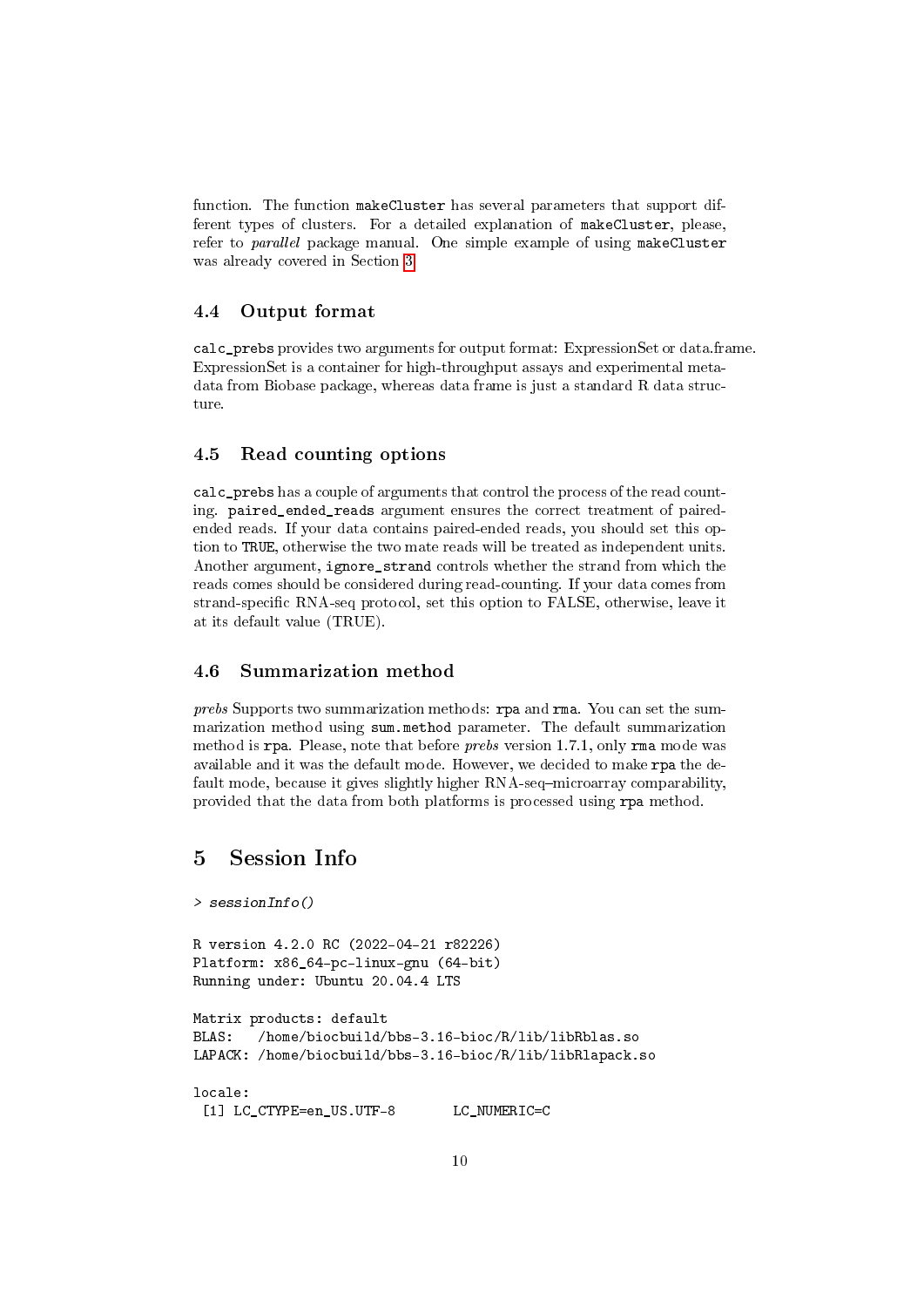function. The function `makeCluster` has several parameters that support different types of clusters. For a detailed explanation of `makeCluster`, please, refer to *parallel* package manual. One simple example of using `makeCluster` was already covered in Section 3.

### 4.4 Output format

`calc_prebs` provides two arguments for output format: ExpressionSet or data.frame. ExpressionSet is a container for high-throughput assays and experimental metadata from Biobase package, whereas data frame is just a standard R data structure.

### 4.5 Read counting options

`calc_prebs` has a couple of arguments that control the process of the read counting. `paired_ended_reads` argument ensures the correct treatment of paired-ended reads. If your data contains paired-ended reads, you should set this option to `TRUE`, otherwise the two mate reads will be treated as independent units. Another argument, `ignore_strand` controls whether the strand from which the reads comes should be considered during read-counting. If your data comes from strand-specific RNA-seq protocol, set this option to FALSE, otherwise, leave it at its default value (TRUE).

### 4.6 Summarization method

*prebs* Supports two summarization methods: `rpa` and `rma`. You can set the summarization method using `sum.method` parameter. The default summarization method is `rpa`. Please, note that before *prebs* version 1.7.1, only `rma` mode was available and it was the default mode. However, we decided to make `rpa` the default mode, because it gives slightly higher RNA-seq–microarray comparability, provided that the data from both platforms is processed using `rpa` method.

## 5 Session Info

```
> sessionInfo()

R version 4.2.0 RC (2022-04-21 r82226)
Platform: x86_64-pc-linux-gnu (64-bit)
Running under: Ubuntu 20.04.4 LTS

Matrix products: default
BLAS:   /home/biocbuild/bbs-3.16-bioc/R/lib/libRblas.so
LAPACK: /home/biocbuild/bbs-3.16-bioc/R/lib/libRlapack.so

locale:
 [1] LC_CTYPE=en_US.UTF-8       LC_NUMERIC=C
```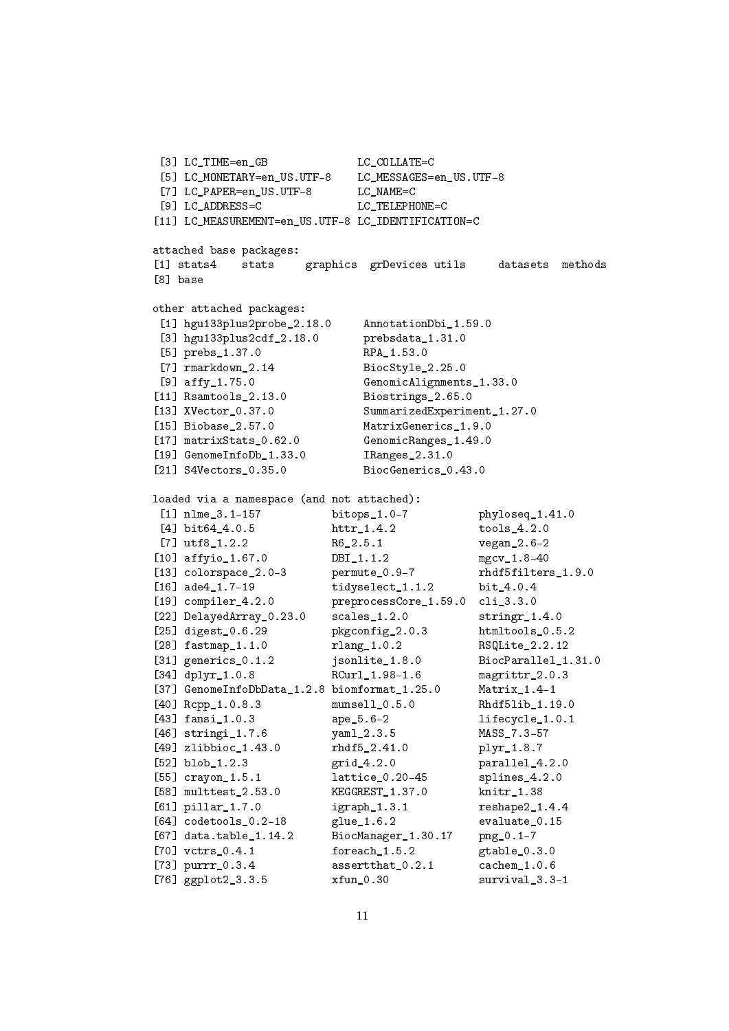```
 [3] LC_TIME=en_GB              LC_COLLATE=C
 [5] LC_MONETARY=en_US.UTF-8    LC_MESSAGES=en_US.UTF-8
 [7] LC_PAPER=en_US.UTF-8       LC_NAME=C
 [9] LC_ADDRESS=C               LC_TELEPHONE=C
[11] LC_MEASUREMENT=en_US.UTF-8 LC_IDENTIFICATION=C

attached base packages:
[1] stats4    stats     graphics  grDevices utils     datasets  methods
[8] base

other attached packages:
 [1] hgu133plus2probe_2.18.0     AnnotationDbi_1.59.0
 [3] hgu133plus2cdf_2.18.0       prebsdata_1.31.0
 [5] prebs_1.37.0                RPA_1.53.0
 [7] rmarkdown_2.14              BiocStyle_2.25.0
 [9] affy_1.75.0                 GenomicAlignments_1.33.0
[11] Rsamtools_2.13.0            Biostrings_2.65.0
[13] XVector_0.37.0              SummarizedExperiment_1.27.0
[15] Biobase_2.57.0              MatrixGenerics_1.9.0
[17] matrixStats_0.62.0          GenomicRanges_1.49.0
[19] GenomeInfoDb_1.33.0         IRanges_2.31.0
[21] S4Vectors_0.35.0            BiocGenerics_0.43.0

loaded via a namespace (and not attached):
 [1] nlme_3.1-157           bitops_1.0-7           phyloseq_1.41.0
 [4] bit64_4.0.5            httr_1.4.2             tools_4.2.0
 [7] utf8_1.2.2             R6_2.5.1               vegan_2.6-2
[10] affyio_1.67.0          DBI_1.1.2              mgcv_1.8-40
[13] colorspace_2.0-3       permute_0.9-7          rhdf5filters_1.9.0
[16] ade4_1.7-19            tidyselect_1.1.2       bit_4.0.4
[19] compiler_4.2.0         preprocessCore_1.59.0  cli_3.3.0
[22] DelayedArray_0.23.0    scales_1.2.0           stringr_1.4.0
[25] digest_0.6.29          pkgconfig_2.0.3        htmltools_0.5.2
[28] fastmap_1.1.0          rlang_1.0.2            RSQLite_2.2.12
[31] generics_0.1.2         jsonlite_1.8.0         BiocParallel_1.31.0
[34] dplyr_1.0.8            RCurl_1.98-1.6         magrittr_2.0.3
[37] GenomeInfoDbData_1.2.8 biomformat_1.25.0      Matrix_1.4-1
[40] Rcpp_1.0.8.3           munsell_0.5.0          Rhdf5lib_1.19.0
[43] fansi_1.0.3            ape_5.6-2              lifecycle_1.0.1
[46] stringi_1.7.6          yaml_2.3.5             MASS_7.3-57
[49] zlibbioc_1.43.0        rhdf5_2.41.0           plyr_1.8.7
[52] blob_1.2.3             grid_4.2.0             parallel_4.2.0
[55] crayon_1.5.1           lattice_0.20-45        splines_4.2.0
[58] multtest_2.53.0        KEGGREST_1.37.0        knitr_1.38
[61] pillar_1.7.0           igraph_1.3.1           reshape2_1.4.4
[64] codetools_0.2-18       glue_1.6.2             evaluate_0.15
[67] data.table_1.14.2      BiocManager_1.30.17    png_0.1-7
[70] vctrs_0.4.1            foreach_1.5.2          gtable_0.3.0
[73] purrr_0.3.4            assertthat_0.2.1       cachem_1.0.6
[76] ggplot2_3.3.5          xfun_0.30              survival_3.3-1
```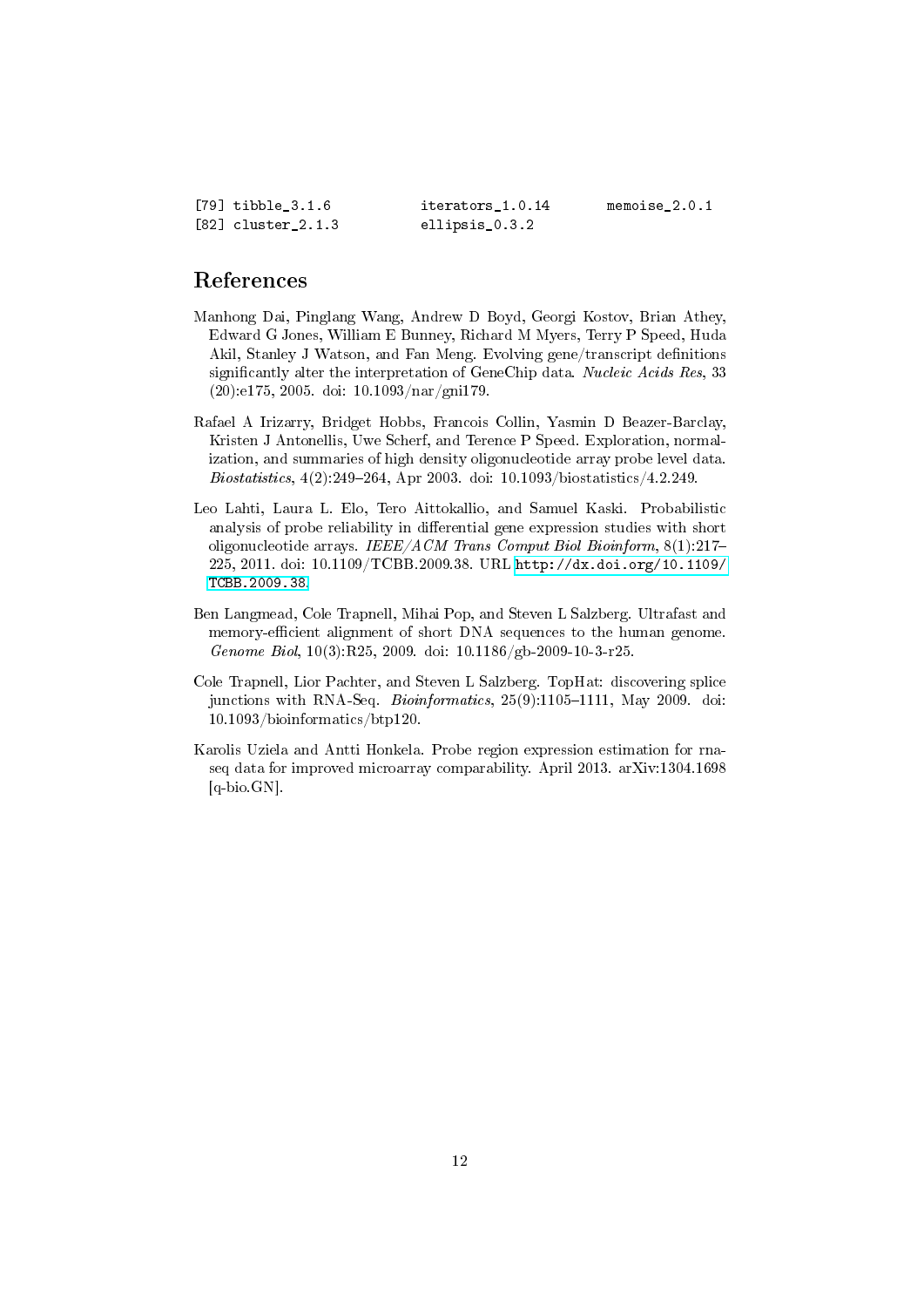```
[79] tibble_3.1.6          iterators_1.0.14      memoise_2.0.1
[82] cluster_2.1.3         ellipsis_0.3.2
```

## References

Manhong Dai, Pinglang Wang, Andrew D Boyd, Georgi Kostov, Brian Athey, Edward G Jones, William E Bunney, Richard M Myers, Terry P Speed, Huda Akil, Stanley J Watson, and Fan Meng. Evolving gene/transcript definitions significantly alter the interpretation of GeneChip data. *Nucleic Acids Res*, 33 (20):e175, 2005. doi: 10.1093/nar/gni179.

Rafael A Irizarry, Bridget Hobbs, Francois Collin, Yasmin D Beazer-Barclay, Kristen J Antonellis, Uwe Scherf, and Terence P Speed. Exploration, normalization, and summaries of high density oligonucleotide array probe level data. *Biostatistics*, 4(2):249–264, Apr 2003. doi: 10.1093/biostatistics/4.2.249.

Leo Lahti, Laura L. Elo, Tero Aittokallio, and Samuel Kaski. Probabilistic analysis of probe reliability in differential gene expression studies with short oligonucleotide arrays. *IEEE/ACM Trans Comput Biol Bioinform*, 8(1):217–225, 2011. doi: 10.1109/TCBB.2009.38. URL http://dx.doi.org/10.1109/TCBB.2009.38.

Ben Langmead, Cole Trapnell, Mihai Pop, and Steven L Salzberg. Ultrafast and memory-efficient alignment of short DNA sequences to the human genome. *Genome Biol*, 10(3):R25, 2009. doi: 10.1186/gb-2009-10-3-r25.

Cole Trapnell, Lior Pachter, and Steven L Salzberg. TopHat: discovering splice junctions with RNA-Seq. *Bioinformatics*, 25(9):1105–1111, May 2009. doi: 10.1093/bioinformatics/btp120.

Karolis Uziela and Antti Honkela. Probe region expression estimation for rna-seq data for improved microarray comparability. April 2013. arXiv:1304.1698 [q-bio.GN].